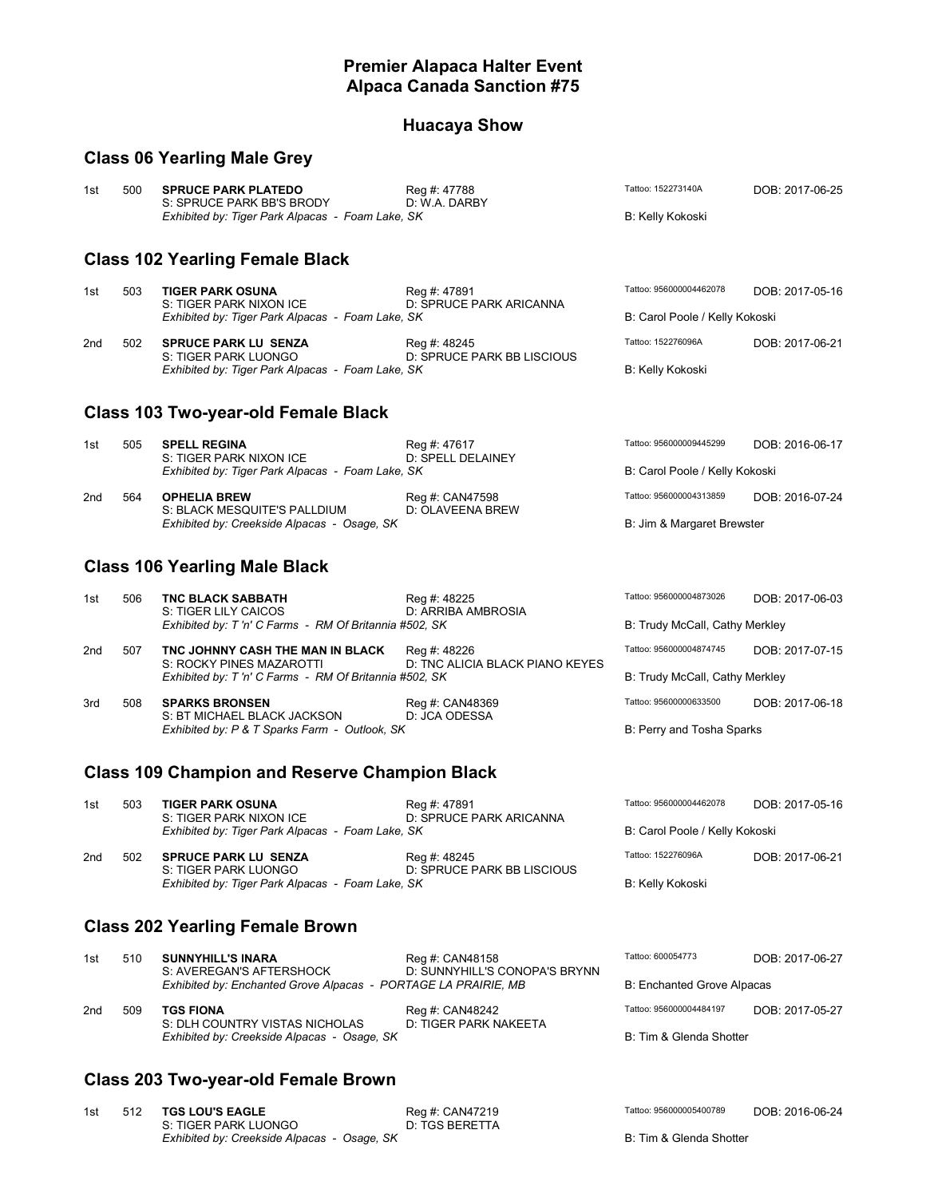## Premier Alapaca Halter Event
## Alpaca Canada Sanction #75

### Huacaya Show

### Class 06 Yearling Male Grey

1st 500 **SPRUCE PARK PLATEDO** Reg #: 47788 Tattoo: 152273140A DOB: 2017-06-25
S: SPRUCE PARK BB'S BRODY D: W.A. DARBY
*Exhibited by: Tiger Park Alpacas - Foam Lake, SK* B: Kelly Kokoski

### Class 102 Yearling Female Black

1st 503 **TIGER PARK OSUNA** Reg #: 47891 Tattoo: 956000004462078 DOB: 2017-05-16
S: TIGER PARK NIXON ICE D: SPRUCE PARK ARICANNA
*Exhibited by: Tiger Park Alpacas - Foam Lake, SK* B: Carol Poole / Kelly Kokoski

2nd 502 **SPRUCE PARK LU SENZA** Reg #: 48245 Tattoo: 152276096A DOB: 2017-06-21
S: TIGER PARK LUONGO D: SPRUCE PARK BB LISCIOUS
*Exhibited by: Tiger Park Alpacas - Foam Lake, SK* B: Kelly Kokoski

### Class 103 Two-year-old Female Black

1st 505 **SPELL REGINA** Reg #: 47617 Tattoo: 956000009445299 DOB: 2016-06-17
S: TIGER PARK NIXON ICE D: SPELL DELAINEY
*Exhibited by: Tiger Park Alpacas - Foam Lake, SK* B: Carol Poole / Kelly Kokoski

2nd 564 **OPHELIA BREW** Reg #: CAN47598 Tattoo: 956000004313859 DOB: 2016-07-24
S: BLACK MESQUITE'S PALLDIUM D: OLAVEENA BREW
*Exhibited by: Creekside Alpacas - Osage, SK* B: Jim & Margaret Brewster

### Class 106 Yearling Male Black

1st 506 **TNC BLACK SABBATH** Reg #: 48225 Tattoo: 956000004873026 DOB: 2017-06-03
S: TIGER LILY CAICOS D: ARRIBA AMBROSIA
*Exhibited by: T 'n' C Farms - RM Of Britannia #502, SK* B: Trudy McCall, Cathy Merkley

2nd 507 **TNC JOHNNY CASH THE MAN IN BLACK** Reg #: 48226 Tattoo: 956000004874745 DOB: 2017-07-15
S: ROCKY PINES MAZAROTTI D: TNC ALICIA BLACK PIANO KEYES
*Exhibited by: T 'n' C Farms - RM Of Britannia #502, SK* B: Trudy McCall, Cathy Merkley

3rd 508 **SPARKS BRONSEN** Reg #: CAN48369 Tattoo: 95600000633500 DOB: 2017-06-18
S: BT MICHAEL BLACK JACKSON D: JCA ODESSA
*Exhibited by: P & T Sparks Farm - Outlook, SK* B: Perry and Tosha Sparks

### Class 109 Champion and Reserve Champion Black

1st 503 **TIGER PARK OSUNA** Reg #: 47891 Tattoo: 956000004462078 DOB: 2017-05-16
S: TIGER PARK NIXON ICE D: SPRUCE PARK ARICANNA
*Exhibited by: Tiger Park Alpacas - Foam Lake, SK* B: Carol Poole / Kelly Kokoski

2nd 502 **SPRUCE PARK LU SENZA** Reg #: 48245 Tattoo: 152276096A DOB: 2017-06-21
S: TIGER PARK LUONGO D: SPRUCE PARK BB LISCIOUS
*Exhibited by: Tiger Park Alpacas - Foam Lake, SK* B: Kelly Kokoski

### Class 202 Yearling Female Brown

1st 510 **SUNNYHILL'S INARA** Reg #: CAN48158 Tattoo: 600054773 DOB: 2017-06-27
S: AVEREGAN'S AFTERSHOCK D: SUNNYHILL'S CONOPA'S BRYNN
*Exhibited by: Enchanted Grove Alpacas - PORTAGE LA PRAIRIE, MB* B: Enchanted Grove Alpacas

2nd 509 **TGS FIONA** Reg #: CAN48242 Tattoo: 956000004484197 DOB: 2017-05-27
S: DLH COUNTRY VISTAS NICHOLAS D: TIGER PARK NAKEETA
*Exhibited by: Creekside Alpacas - Osage, SK* B: Tim & Glenda Shotter

### Class 203 Two-year-old Female Brown

1st 512 **TGS LOU'S EAGLE** Reg #: CAN47219 Tattoo: 956000005400789 DOB: 2016-06-24
S: TIGER PARK LUONGO D: TGS BERETTA
*Exhibited by: Creekside Alpacas - Osage, SK* B: Tim & Glenda Shotter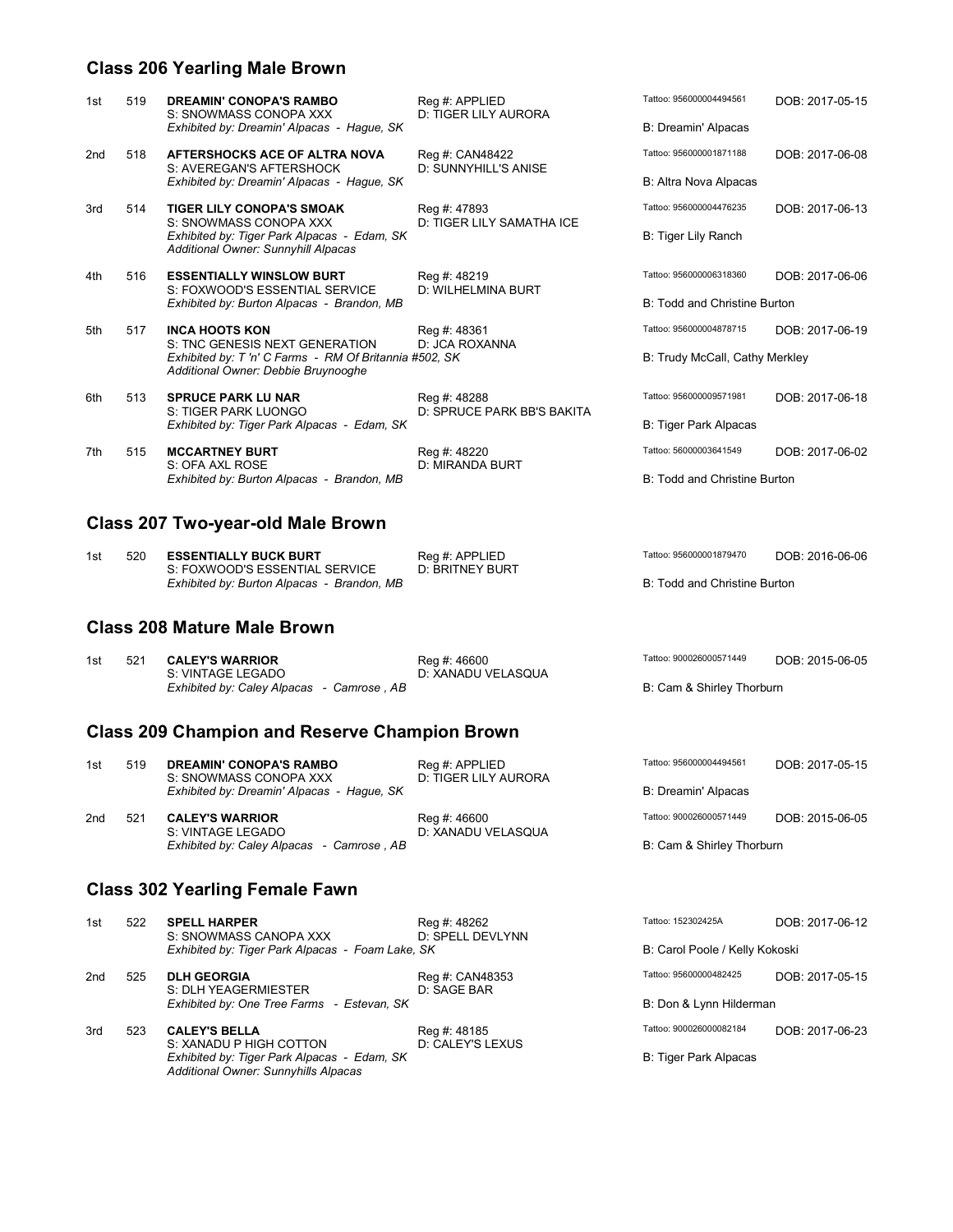## Class 206 Yearling Male Brown

1st 519 **DREAMIN' CONOPA'S RAMBO** — Reg #: APPLIED — Tattoo: 956000004494561 — DOB: 2017-05-15
S: SNOWMASS CONOPA XXX — D: TIGER LILY AURORA
*Exhibited by: Dreamin' Alpacas - Hague, SK* — B: Dreamin' Alpacas

2nd 518 **AFTERSHOCKS ACE OF ALTRA NOVA** — Reg #: CAN48422 — Tattoo: 956000001871188 — DOB: 2017-06-08
S: AVEREGAN'S AFTERSHOCK — D: SUNNYHILL'S ANISE
*Exhibited by: Dreamin' Alpacas - Hague, SK* — B: Altra Nova Alpacas

3rd 514 **TIGER LILY CONOPA'S SMOAK** — Reg #: 47893 — Tattoo: 956000004476235 — DOB: 2017-06-13
S: SNOWMASS CONOPA XXX — D: TIGER LILY SAMATHA ICE
*Exhibited by: Tiger Park Alpacas - Edam, SK* — B: Tiger Lily Ranch
*Additional Owner: Sunnyhill Alpacas*

4th 516 **ESSENTIALLY WINSLOW BURT** — Reg #: 48219 — Tattoo: 956000006318360 — DOB: 2017-06-06
S: FOXWOOD'S ESSENTIAL SERVICE — D: WILHELMINA BURT
*Exhibited by: Burton Alpacas - Brandon, MB* — B: Todd and Christine Burton

5th 517 **INCA HOOTS KON** — Reg #: 48361 — Tattoo: 956000004878715 — DOB: 2017-06-19
S: TNC GENESIS NEXT GENERATION — D: JCA ROXANNA
*Exhibited by: T 'n' C Farms - RM Of Britannia #502, SK* — B: Trudy McCall, Cathy Merkley
*Additional Owner: Debbie Bruynooghe*

6th 513 **SPRUCE PARK LU NAR** — Reg #: 48288 — Tattoo: 956000009571981 — DOB: 2017-06-18
S: TIGER PARK LUONGO — D: SPRUCE PARK BB'S BAKITA
*Exhibited by: Tiger Park Alpacas - Edam, SK* — B: Tiger Park Alpacas

7th 515 **MCCARTNEY BURT** — Reg #: 48220 — Tattoo: 56000003641549 — DOB: 2017-06-02
S: OFA AXL ROSE — D: MIRANDA BURT
*Exhibited by: Burton Alpacas - Brandon, MB* — B: Todd and Christine Burton

## Class 207 Two-year-old Male Brown

1st 520 **ESSENTIALLY BUCK BURT** — Reg #: APPLIED — Tattoo: 956000001879470 — DOB: 2016-06-06
S: FOXWOOD'S ESSENTIAL SERVICE — D: BRITNEY BURT
*Exhibited by: Burton Alpacas - Brandon, MB* — B: Todd and Christine Burton

## Class 208 Mature Male Brown

1st 521 **CALEY'S WARRIOR** — Reg #: 46600 — Tattoo: 900026000571449 — DOB: 2015-06-05
S: VINTAGE LEGADO — D: XANADU VELASQUA
*Exhibited by: Caley Alpacas - Camrose , AB* — B: Cam & Shirley Thorburn

## Class 209 Champion and Reserve Champion Brown

1st 519 **DREAMIN' CONOPA'S RAMBO** — Reg #: APPLIED — Tattoo: 956000004494561 — DOB: 2017-05-15
S: SNOWMASS CONOPA XXX — D: TIGER LILY AURORA
*Exhibited by: Dreamin' Alpacas - Hague, SK* — B: Dreamin' Alpacas

2nd 521 **CALEY'S WARRIOR** — Reg #: 46600 — Tattoo: 900026000571449 — DOB: 2015-06-05
S: VINTAGE LEGADO — D: XANADU VELASQUA
*Exhibited by: Caley Alpacas - Camrose , AB* — B: Cam & Shirley Thorburn

## Class 302 Yearling Female Fawn

1st 522 **SPELL HARPER** — Reg #: 48262 — Tattoo: 152302425A — DOB: 2017-06-12
S: SNOWMASS CANOPA XXX — D: SPELL DEVLYNN
*Exhibited by: Tiger Park Alpacas - Foam Lake, SK* — B: Carol Poole / Kelly Kokoski

2nd 525 **DLH GEORGIA** — Reg #: CAN48353 — Tattoo: 95600000482425 — DOB: 2017-05-15
S: DLH YEAGERMIESTER — D: SAGE BAR
*Exhibited by: One Tree Farms - Estevan, SK* — B: Don & Lynn Hilderman

3rd 523 **CALEY'S BELLA** — Reg #: 48185 — Tattoo: 900026000082184 — DOB: 2017-06-23
S: XANADU P HIGH COTTON — D: CALEY'S LEXUS
*Exhibited by: Tiger Park Alpacas - Edam, SK* — B: Tiger Park Alpacas
*Additional Owner: Sunnyhills Alpacas*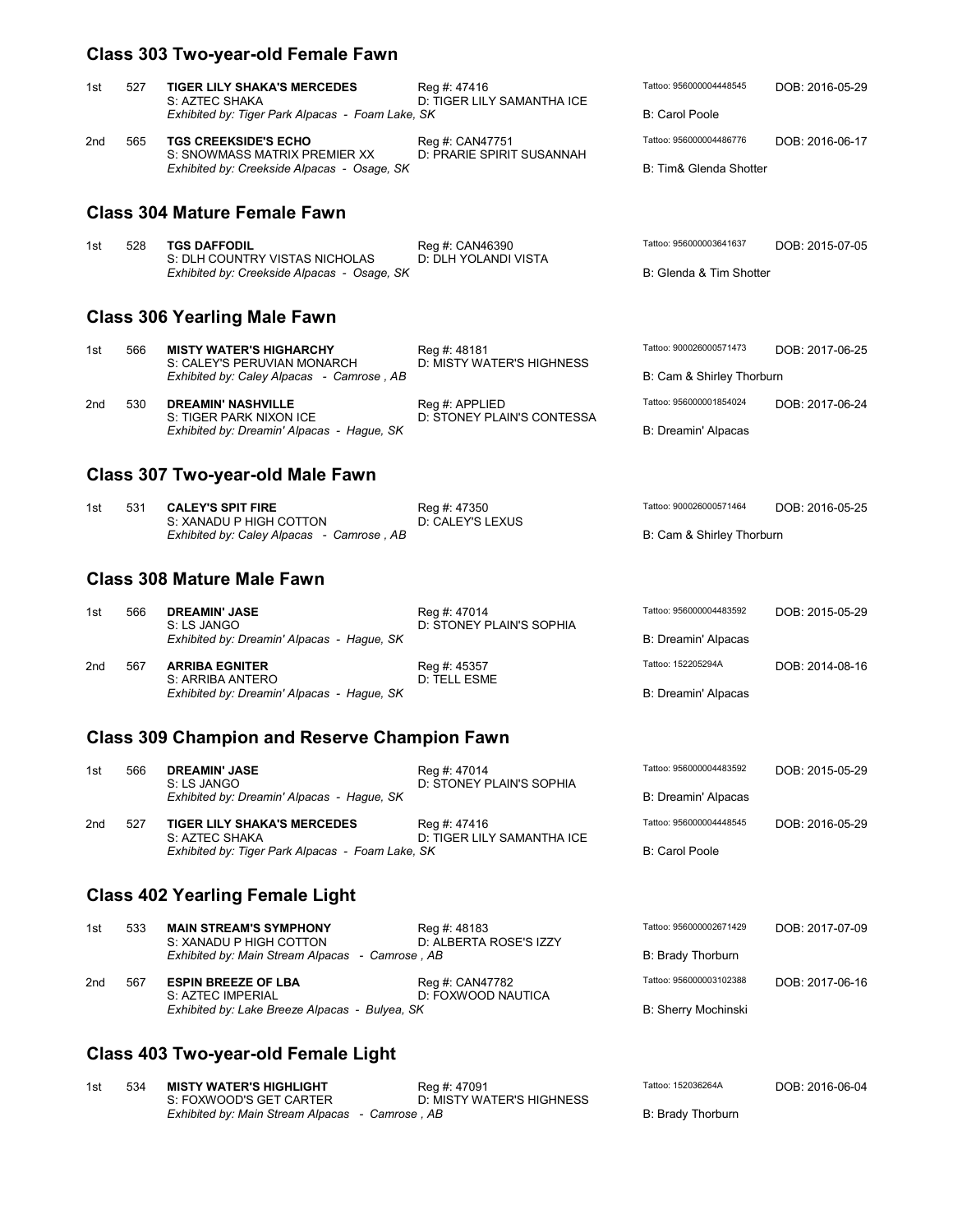## Class 303 Two-year-old Female Fawn

| Place | No. | Name | Reg | Tattoo | DOB |
|---|---|---|---|---|---|
| 1st | 527 | **TIGER LILY SHAKA'S MERCEDES** | Reg #: 47416 | Tattoo: 956000004448545 | DOB: 2016-05-29 |
| | | S: AZTEC SHAKA | D: TIGER LILY SAMANTHA ICE | | |
| | | *Exhibited by: Tiger Park Alpacas - Foam Lake, SK* | | B: Carol Poole | |
| 2nd | 565 | **TGS CREEKSIDE'S ECHO** | Reg #: CAN47751 | Tattoo: 956000004486776 | DOB: 2016-06-17 |
| | | S: SNOWMASS MATRIX PREMIER XX | D: PRARIE SPIRIT SUSANNAH | | |
| | | *Exhibited by: Creekside Alpacas - Osage, SK* | | B: Tim& Glenda Shotter | |

## Class 304 Mature Female Fawn

| Place | No. | Name | Reg | Tattoo | DOB |
|---|---|---|---|---|---|
| 1st | 528 | **TGS DAFFODIL** | Reg #: CAN46390 | Tattoo: 956000003641637 | DOB: 2015-07-05 |
| | | S: DLH COUNTRY VISTAS NICHOLAS | D: DLH YOLANDI VISTA | | |
| | | *Exhibited by: Creekside Alpacas - Osage, SK* | | B: Glenda & Tim Shotter | |

## Class 306 Yearling Male Fawn

| Place | No. | Name | Reg | Tattoo | DOB |
|---|---|---|---|---|---|
| 1st | 566 | **MISTY WATER'S HIGHARCHY** | Reg #: 48181 | Tattoo: 900026000571473 | DOB: 2017-06-25 |
| | | S: CALEY'S PERUVIAN MONARCH | D: MISTY WATER'S HIGHNESS | | |
| | | *Exhibited by: Caley Alpacas - Camrose , AB* | | B: Cam & Shirley Thorburn | |
| 2nd | 530 | **DREAMIN' NASHVILLE** | Reg #: APPLIED | Tattoo: 956000001854024 | DOB: 2017-06-24 |
| | | S: TIGER PARK NIXON ICE | D: STONEY PLAIN'S CONTESSA | | |
| | | *Exhibited by: Dreamin' Alpacas - Hague, SK* | | B: Dreamin' Alpacas | |

## Class 307 Two-year-old Male Fawn

| Place | No. | Name | Reg | Tattoo | DOB |
|---|---|---|---|---|---|
| 1st | 531 | **CALEY'S SPIT FIRE** | Reg #: 47350 | Tattoo: 900026000571464 | DOB: 2016-05-25 |
| | | S: XANADU P HIGH COTTON | D: CALEY'S LEXUS | | |
| | | *Exhibited by: Caley Alpacas - Camrose , AB* | | B: Cam & Shirley Thorburn | |

## Class 308 Mature Male Fawn

| Place | No. | Name | Reg | Tattoo | DOB |
|---|---|---|---|---|---|
| 1st | 566 | **DREAMIN' JASE** | Reg #: 47014 | Tattoo: 956000004483592 | DOB: 2015-05-29 |
| | | S: LS JANGO | D: STONEY PLAIN'S SOPHIA | | |
| | | *Exhibited by: Dreamin' Alpacas - Hague, SK* | | B: Dreamin' Alpacas | |
| 2nd | 567 | **ARRIBA EGNITER** | Reg #: 45357 | Tattoo: 152205294A | DOB: 2014-08-16 |
| | | S: ARRIBA ANTERO | D: TELL ESME | | |
| | | *Exhibited by: Dreamin' Alpacas - Hague, SK* | | B: Dreamin' Alpacas | |

## Class 309 Champion and Reserve Champion Fawn

| Place | No. | Name | Reg | Tattoo | DOB |
|---|---|---|---|---|---|
| 1st | 566 | **DREAMIN' JASE** | Reg #: 47014 | Tattoo: 956000004483592 | DOB: 2015-05-29 |
| | | S: LS JANGO | D: STONEY PLAIN'S SOPHIA | | |
| | | *Exhibited by: Dreamin' Alpacas - Hague, SK* | | B: Dreamin' Alpacas | |
| 2nd | 527 | **TIGER LILY SHAKA'S MERCEDES** | Reg #: 47416 | Tattoo: 956000004448545 | DOB: 2016-05-29 |
| | | S: AZTEC SHAKA | D: TIGER LILY SAMANTHA ICE | | |
| | | *Exhibited by: Tiger Park Alpacas - Foam Lake, SK* | | B: Carol Poole | |

## Class 402 Yearling Female Light

| Place | No. | Name | Reg | Tattoo | DOB |
|---|---|---|---|---|---|
| 1st | 533 | **MAIN STREAM'S SYMPHONY** | Reg #: 48183 | Tattoo: 956000002671429 | DOB: 2017-07-09 |
| | | S: XANADU P HIGH COTTON | D: ALBERTA ROSE'S IZZY | | |
| | | *Exhibited by: Main Stream Alpacas - Camrose , AB* | | B: Brady Thorburn | |
| 2nd | 567 | **ESPIN BREEZE OF LBA** | Reg #: CAN47782 | Tattoo: 956000003102388 | DOB: 2017-06-16 |
| | | S: AZTEC IMPERIAL | D: FOXWOOD NAUTICA | | |
| | | *Exhibited by: Lake Breeze Alpacas - Bulyea, SK* | | B: Sherry Mochinski | |

## Class 403 Two-year-old Female Light

| Place | No. | Name | Reg | Tattoo | DOB |
|---|---|---|---|---|---|
| 1st | 534 | **MISTY WATER'S HIGHLIGHT** | Reg #: 47091 | Tattoo: 152036264A | DOB: 2016-06-04 |
| | | S: FOXWOOD'S GET CARTER | D: MISTY WATER'S HIGHNESS | | |
| | | *Exhibited by: Main Stream Alpacas - Camrose , AB* | | B: Brady Thorburn | |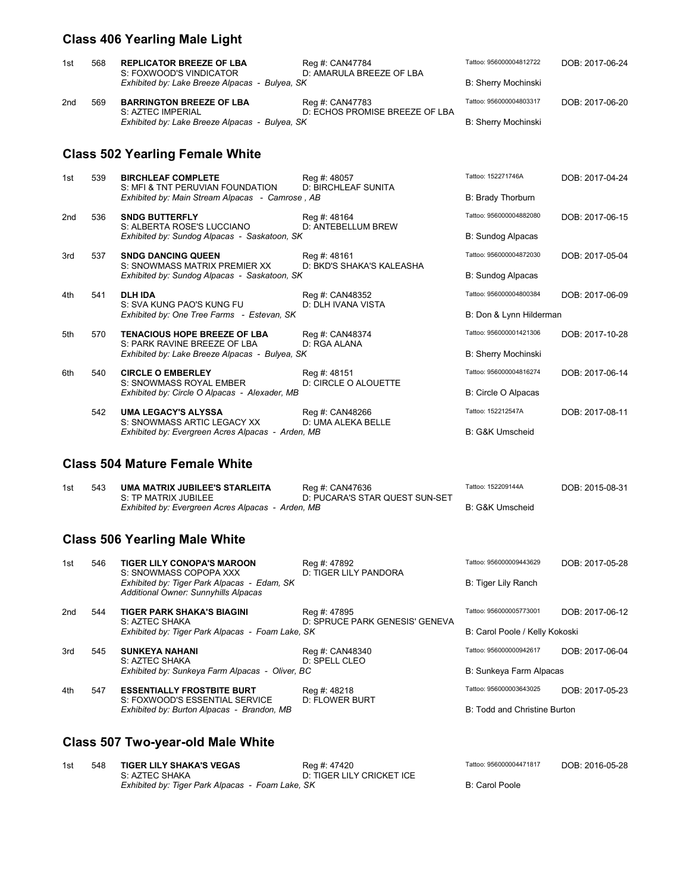## Class 406 Yearling Male Light

| Place | No. | Name / Sire / Exhibitor | Reg # / Dam | Tattoo / Breeder | DOB |
|---|---|---|---|---|---|
| 1st | 568 | **REPLICATOR BREEZE OF LBA**<br>S: FOXWOOD'S VINDICATOR<br>*Exhibited by: Lake Breeze Alpacas - Bulyea, SK* | Reg #: CAN47784<br>D: AMARULA BREEZE OF LBA | Tattoo: 956000004812722<br>B: Sherry Mochinski | DOB: 2017-06-24 |
| 2nd | 569 | **BARRINGTON BREEZE OF LBA**<br>S: AZTEC IMPERIAL<br>*Exhibited by: Lake Breeze Alpacas - Bulyea, SK* | Reg #: CAN47783<br>D: ECHOS PROMISE BREEZE OF LBA | Tattoo: 956000004803317<br>B: Sherry Mochinski | DOB: 2017-06-20 |

## Class 502 Yearling Female White

| Place | No. | Name / Sire / Exhibitor | Reg # / Dam | Tattoo / Breeder | DOB |
|---|---|---|---|---|---|
| 1st | 539 | **BIRCHLEAF COMPLETE**<br>S: MFI & TNT PERUVIAN FOUNDATION<br>*Exhibited by: Main Stream Alpacas - Camrose , AB* | Reg #: 48057<br>D: BIRCHLEAF SUNITA | Tattoo: 152271746A<br>B: Brady Thorburn | DOB: 2017-04-24 |
| 2nd | 536 | **SNDG BUTTERFLY**<br>S: ALBERTA ROSE'S LUCCIANO<br>*Exhibited by: Sundog Alpacas - Saskatoon, SK* | Reg #: 48164<br>D: ANTEBELLUM BREW | Tattoo: 956000004882080<br>B: Sundog Alpacas | DOB: 2017-06-15 |
| 3rd | 537 | **SNDG DANCING QUEEN**<br>S: SNOWMASS MATRIX PREMIER XX<br>*Exhibited by: Sundog Alpacas - Saskatoon, SK* | Reg #: 48161<br>D: BKD'S SHAKA'S KALEASHA | Tattoo: 956000004872030<br>B: Sundog Alpacas | DOB: 2017-05-04 |
| 4th | 541 | **DLH IDA**<br>S: SVA KUNG PAO'S KUNG FU<br>*Exhibited by: One Tree Farms - Estevan, SK* | Reg #: CAN48352<br>D: DLH IVANA VISTA | Tattoo: 956000004800384<br>B: Don & Lynn Hilderman | DOB: 2017-06-09 |
| 5th | 570 | **TENACIOUS HOPE BREEZE OF LBA**<br>S: PARK RAVINE BREEZE OF LBA<br>*Exhibited by: Lake Breeze Alpacas - Bulyea, SK* | Reg #: CAN48374<br>D: RGA ALANA | Tattoo: 956000001421306<br>B: Sherry Mochinski | DOB: 2017-10-28 |
| 6th | 540 | **CIRCLE O EMBERLEY**<br>S: SNOWMASS ROYAL EMBER<br>*Exhibited by: Circle O Alpacas - Alexader, MB* | Reg #: 48151<br>D: CIRCLE O ALOUETTE | Tattoo: 956000004816274<br>B: Circle O Alpacas | DOB: 2017-06-14 |
| | 542 | **UMA LEGACY'S ALYSSA**<br>S: SNOWMASS ARTIC LEGACY XX<br>*Exhibited by: Evergreen Acres Alpacas - Arden, MB* | Reg #: CAN48266<br>D: UMA ALEKA BELLE | Tattoo: 152212547A<br>B: G&K Umscheid | DOB: 2017-08-11 |

## Class 504 Mature Female White

| Place | No. | Name / Sire / Exhibitor | Reg # / Dam | Tattoo / Breeder | DOB |
|---|---|---|---|---|---|
| 1st | 543 | **UMA MATRIX JUBILEE'S STARLEITA**<br>S: TP MATRIX JUBILEE<br>*Exhibited by: Evergreen Acres Alpacas - Arden, MB* | Reg #: CAN47636<br>D: PUCARA'S STAR QUEST SUN-SET | Tattoo: 152209144A<br>B: G&K Umscheid | DOB: 2015-08-31 |

## Class 506 Yearling Male White

| Place | No. | Name / Sire / Exhibitor | Reg # / Dam | Tattoo / Breeder | DOB |
|---|---|---|---|---|---|
| 1st | 546 | **TIGER LILY CONOPA'S MAROON**<br>S: SNOWMASS COPOPA XXX<br>*Exhibited by: Tiger Park Alpacas - Edam, SK*<br>*Additional Owner: Sunnyhills Alpacas* | Reg #: 47892<br>D: TIGER LILY PANDORA | Tattoo: 956000009443629<br>B: Tiger Lily Ranch | DOB: 2017-05-28 |
| 2nd | 544 | **TIGER PARK SHAKA'S BIAGINI**<br>S: AZTEC SHAKA<br>*Exhibited by: Tiger Park Alpacas - Foam Lake, SK* | Reg #: 47895<br>D: SPRUCE PARK GENESIS' GENEVA | Tattoo: 956000005773001<br>B: Carol Poole / Kelly Kokoski | DOB: 2017-06-12 |
| 3rd | 545 | **SUNKEYA NAHANI**<br>S: AZTEC SHAKA<br>*Exhibited by: Sunkeya Farm Alpacas - Oliver, BC* | Reg #: CAN48340<br>D: SPELL CLEO | Tattoo: 956000000942617<br>B: Sunkeya Farm Alpacas | DOB: 2017-06-04 |
| 4th | 547 | **ESSENTIALLY FROSTBITE BURT**<br>S: FOXWOOD'S ESSENTIAL SERVICE<br>*Exhibited by: Burton Alpacas - Brandon, MB* | Reg #: 48218<br>D: FLOWER BURT | Tattoo: 956000003643025<br>B: Todd and Christine Burton | DOB: 2017-05-23 |

## Class 507 Two-year-old Male White

| Place | No. | Name / Sire / Exhibitor | Reg # / Dam | Tattoo / Breeder | DOB |
|---|---|---|---|---|---|
| 1st | 548 | **TIGER LILY SHAKA'S VEGAS**<br>S: AZTEC SHAKA<br>*Exhibited by: Tiger Park Alpacas - Foam Lake, SK* | Reg #: 47420<br>D: TIGER LILY CRICKET ICE | Tattoo: 956000004471817<br>B: Carol Poole | DOB: 2016-05-28 |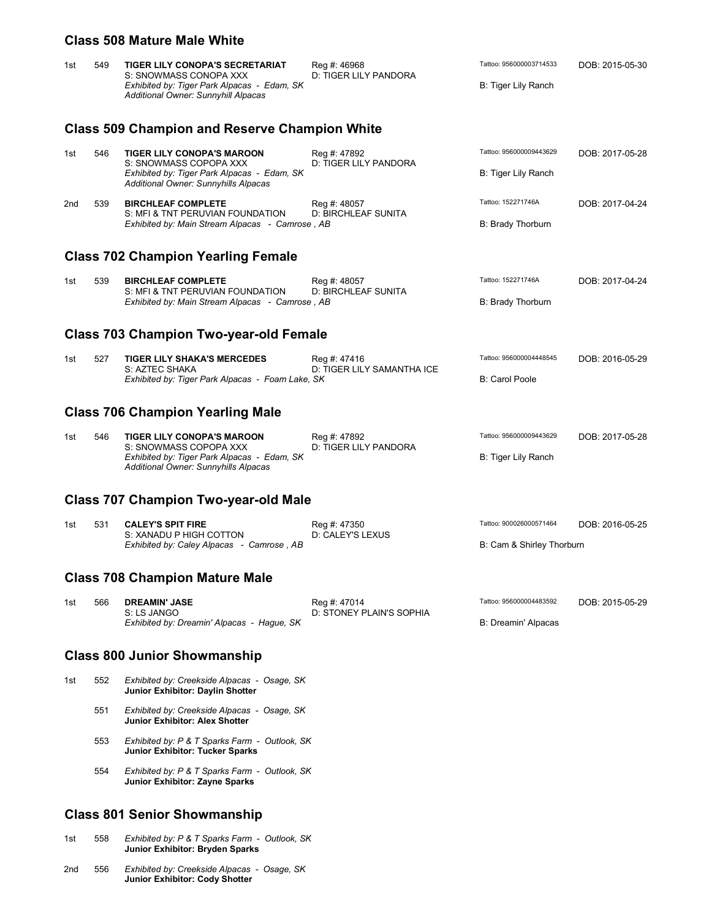## Class 508 Mature Male White

| Place | No. | Name | Reg / Dam | Tattoo / Breeder | DOB |
|---|---|---|---|---|---|
| 1st | 549 | **TIGER LILY CONOPA'S SECRETARIAT**<br>S: SNOWMASS CONOPA XXX<br>*Exhibited by: Tiger Park Alpacas - Edam, SK*<br>*Additional Owner: Sunnyhill Alpacas* | Reg #: 46968<br>D: TIGER LILY PANDORA | Tattoo: 956000003714533<br>B: Tiger Lily Ranch | DOB: 2015-05-30 |

## Class 509 Champion and Reserve Champion White

| Place | No. | Name | Reg / Dam | Tattoo / Breeder | DOB |
|---|---|---|---|---|---|
| 1st | 546 | **TIGER LILY CONOPA'S MAROON**<br>S: SNOWMASS COPOPA XXX<br>*Exhibited by: Tiger Park Alpacas - Edam, SK*<br>*Additional Owner: Sunnyhills Alpacas* | Reg #: 47892<br>D: TIGER LILY PANDORA | Tattoo: 956000009443629<br>B: Tiger Lily Ranch | DOB: 2017-05-28 |
| 2nd | 539 | **BIRCHLEAF COMPLETE**<br>S: MFI & TNT PERUVIAN FOUNDATION<br>*Exhibited by: Main Stream Alpacas - Camrose , AB* | Reg #: 48057<br>D: BIRCHLEAF SUNITA | Tattoo: 152271746A<br>B: Brady Thorburn | DOB: 2017-04-24 |

## Class 702 Champion Yearling Female

| Place | No. | Name | Reg / Dam | Tattoo / Breeder | DOB |
|---|---|---|---|---|---|
| 1st | 539 | **BIRCHLEAF COMPLETE**<br>S: MFI & TNT PERUVIAN FOUNDATION<br>*Exhibited by: Main Stream Alpacas - Camrose , AB* | Reg #: 48057<br>D: BIRCHLEAF SUNITA | Tattoo: 152271746A<br>B: Brady Thorburn | DOB: 2017-04-24 |

## Class 703 Champion Two-year-old Female

| Place | No. | Name | Reg / Dam | Tattoo / Breeder | DOB |
|---|---|---|---|---|---|
| 1st | 527 | **TIGER LILY SHAKA'S MERCEDES**<br>S: AZTEC SHAKA<br>*Exhibited by: Tiger Park Alpacas - Foam Lake, SK* | Reg #: 47416<br>D: TIGER LILY SAMANTHA ICE | Tattoo: 956000004448545<br>B: Carol Poole | DOB: 2016-05-29 |

## Class 706 Champion Yearling Male

| Place | No. | Name | Reg / Dam | Tattoo / Breeder | DOB |
|---|---|---|---|---|---|
| 1st | 546 | **TIGER LILY CONOPA'S MAROON**<br>S: SNOWMASS COPOPA XXX<br>*Exhibited by: Tiger Park Alpacas - Edam, SK*<br>*Additional Owner: Sunnyhills Alpacas* | Reg #: 47892<br>D: TIGER LILY PANDORA | Tattoo: 956000009443629<br>B: Tiger Lily Ranch | DOB: 2017-05-28 |

## Class 707 Champion Two-year-old Male

| Place | No. | Name | Reg / Dam | Tattoo / Breeder | DOB |
|---|---|---|---|---|---|
| 1st | 531 | **CALEY'S SPIT FIRE**<br>S: XANADU P HIGH COTTON<br>*Exhibited by: Caley Alpacas - Camrose , AB* | Reg #: 47350<br>D: CALEY'S LEXUS | Tattoo: 900026000571464<br>B: Cam & Shirley Thorburn | DOB: 2016-05-25 |

## Class 708 Champion Mature Male

| Place | No. | Name | Reg / Dam | Tattoo / Breeder | DOB |
|---|---|---|---|---|---|
| 1st | 566 | **DREAMIN' JASE**<br>S: LS JANGO<br>*Exhibited by: Dreamin' Alpacas - Hague, SK* | Reg #: 47014<br>D: STONEY PLAIN'S SOPHIA | Tattoo: 956000004483592<br>B: Dreamin' Alpacas | DOB: 2015-05-29 |

## Class 800 Junior Showmanship

| Place | No. | Exhibitor |
|---|---|---|
| 1st | 552 | *Exhibited by: Creekside Alpacas - Osage, SK*<br>**Junior Exhibitor: Daylin Shotter** |
| | 551 | *Exhibited by: Creekside Alpacas - Osage, SK*<br>**Junior Exhibitor: Alex Shotter** |
| | 553 | *Exhibited by: P & T Sparks Farm - Outlook, SK*<br>**Junior Exhibitor: Tucker Sparks** |
| | 554 | *Exhibited by: P & T Sparks Farm - Outlook, SK*<br>**Junior Exhibitor: Zayne Sparks** |

## Class 801 Senior Showmanship

| Place | No. | Exhibitor |
|---|---|---|
| 1st | 558 | *Exhibited by: P & T Sparks Farm - Outlook, SK*<br>**Junior Exhibitor: Bryden Sparks** |
| 2nd | 556 | *Exhibited by: Creekside Alpacas - Osage, SK*<br>**Junior Exhibitor: Cody Shotter** |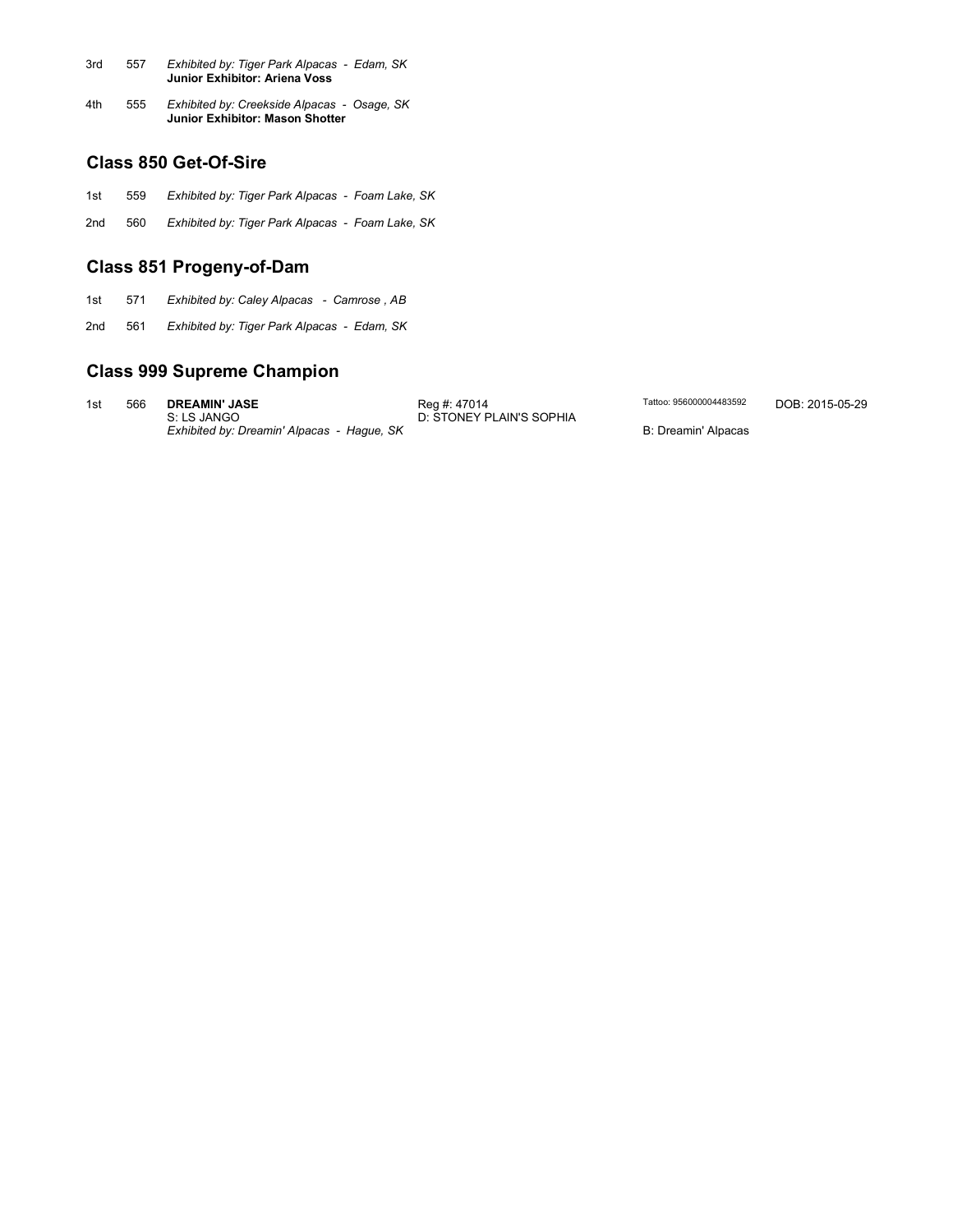3rd 557 *Exhibited by: Tiger Park Alpacas - Edam, SK*
**Junior Exhibitor: Ariena Voss**

4th 555 *Exhibited by: Creekside Alpacas - Osage, SK*
**Junior Exhibitor: Mason Shotter**

## Class 850 Get-Of-Sire

1st 559 *Exhibited by: Tiger Park Alpacas - Foam Lake, SK*

2nd 560 *Exhibited by: Tiger Park Alpacas - Foam Lake, SK*

## Class 851 Progeny-of-Dam

1st 571 *Exhibited by: Caley Alpacas - Camrose , AB*

2nd 561 *Exhibited by: Tiger Park Alpacas - Edam, SK*

## Class 999 Supreme Champion

1st 566 **DREAMIN' JASE** Reg #: 47014 Tattoo: 956000004483592 DOB: 2015-05-29
S: LS JANGO D: STONEY PLAIN'S SOPHIA
*Exhibited by: Dreamin' Alpacas - Hague, SK* B: Dreamin' Alpacas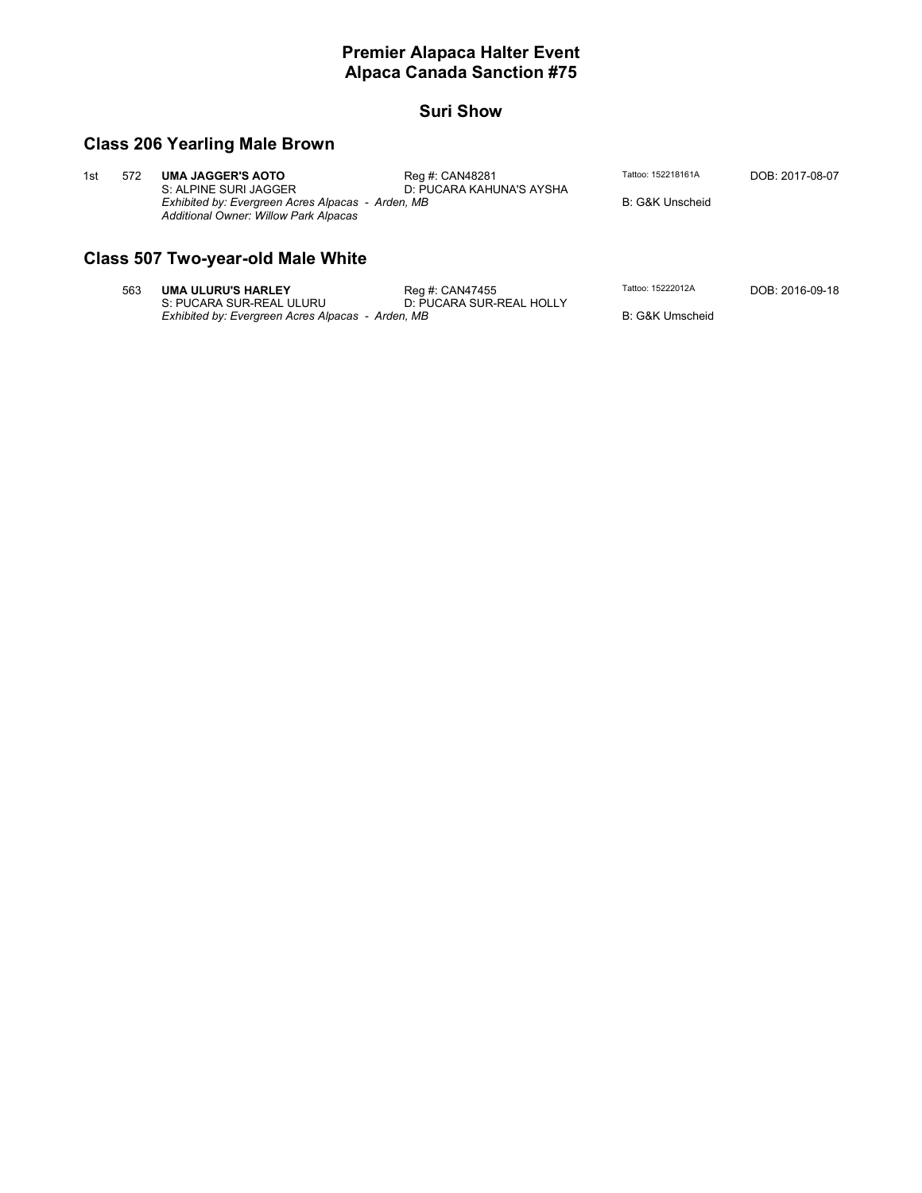# Premier Alapaca Halter Event
# Alpaca Canada Sanction #75

## Suri Show

## Class 206 Yearling Male Brown

| | | | | | |
|---|---|---|---|---|---|
| 1st | 572 | **UMA JAGGER'S AOTO**<br>S: ALPINE SURI JAGGER<br>*Exhibited by: Evergreen Acres Alpacas - Arden, MB*<br>*Additional Owner: Willow Park Alpacas* | Reg #: CAN48281<br>D: PUCARA KAHUNA'S AYSHA | Tattoo: 152218161A<br>B: G&K Unscheid | DOB: 2017-08-07 |

## Class 507 Two-year-old Male White

| | | | | | |
|---|---|---|---|---|---|
| | 563 | **UMA ULURU'S HARLEY**<br>S: PUCARA SUR-REAL ULURU<br>*Exhibited by: Evergreen Acres Alpacas - Arden, MB* | Reg #: CAN47455<br>D: PUCARA SUR-REAL HOLLY | Tattoo: 15222012A<br>B: G&K Umscheid | DOB: 2016-09-18 |